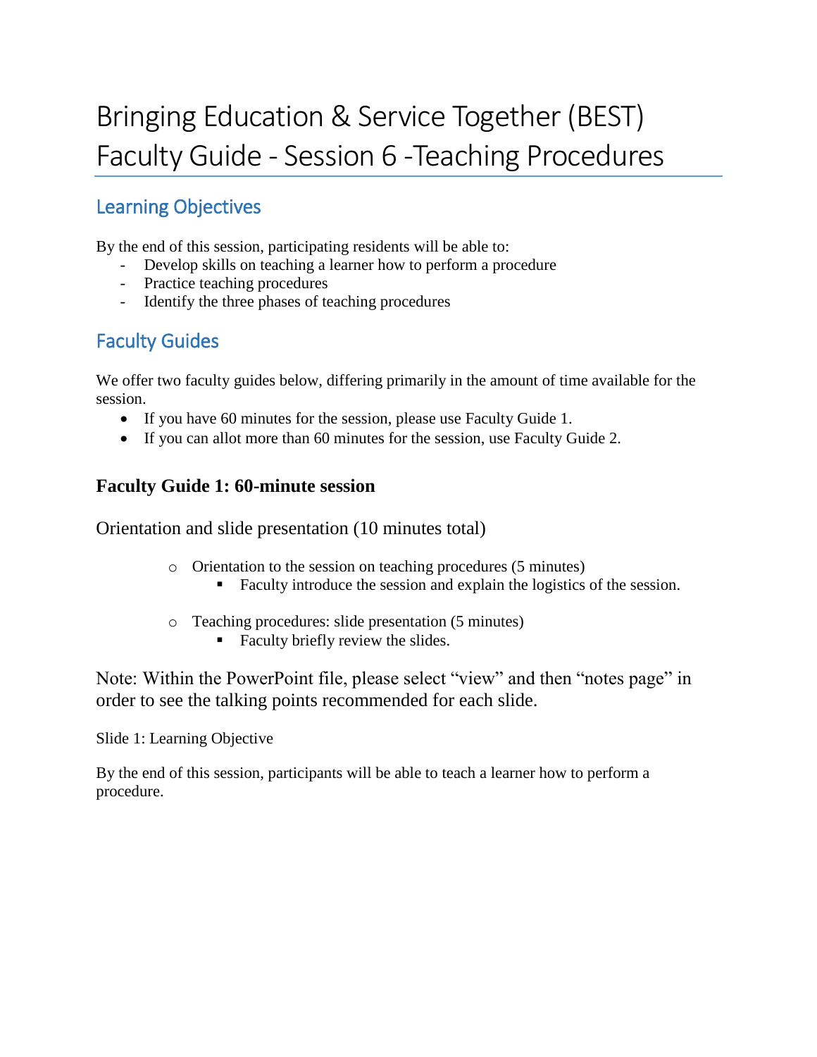# Bringing Education & Service Together (BEST) Faculty Guide - Session 6 -Teaching Procedures

## Learning Objectives

By the end of this session, participating residents will be able to:

- Develop skills on teaching a learner how to perform a procedure
- Practice teaching procedures
- Identify the three phases of teaching procedures

## Faculty Guides

We offer two faculty guides below, differing primarily in the amount of time available for the session.

- If you have 60 minutes for the session, please use Faculty Guide 1.
- If you can allot more than 60 minutes for the session, use Faculty Guide 2.

### Faculty Guide 1: 60-minute session

Orientation and slide presentation (10 minutes total)

- Orientation to the session on teaching procedures (5 minutes)
  - Faculty introduce the session and explain the logistics of the session.
- Teaching procedures: slide presentation (5 minutes)
  - Faculty briefly review the slides.

Note: Within the PowerPoint file, please select "view" and then "notes page" in order to see the talking points recommended for each slide.

Slide 1: Learning Objective

By the end of this session, participants will be able to teach a learner how to perform a procedure.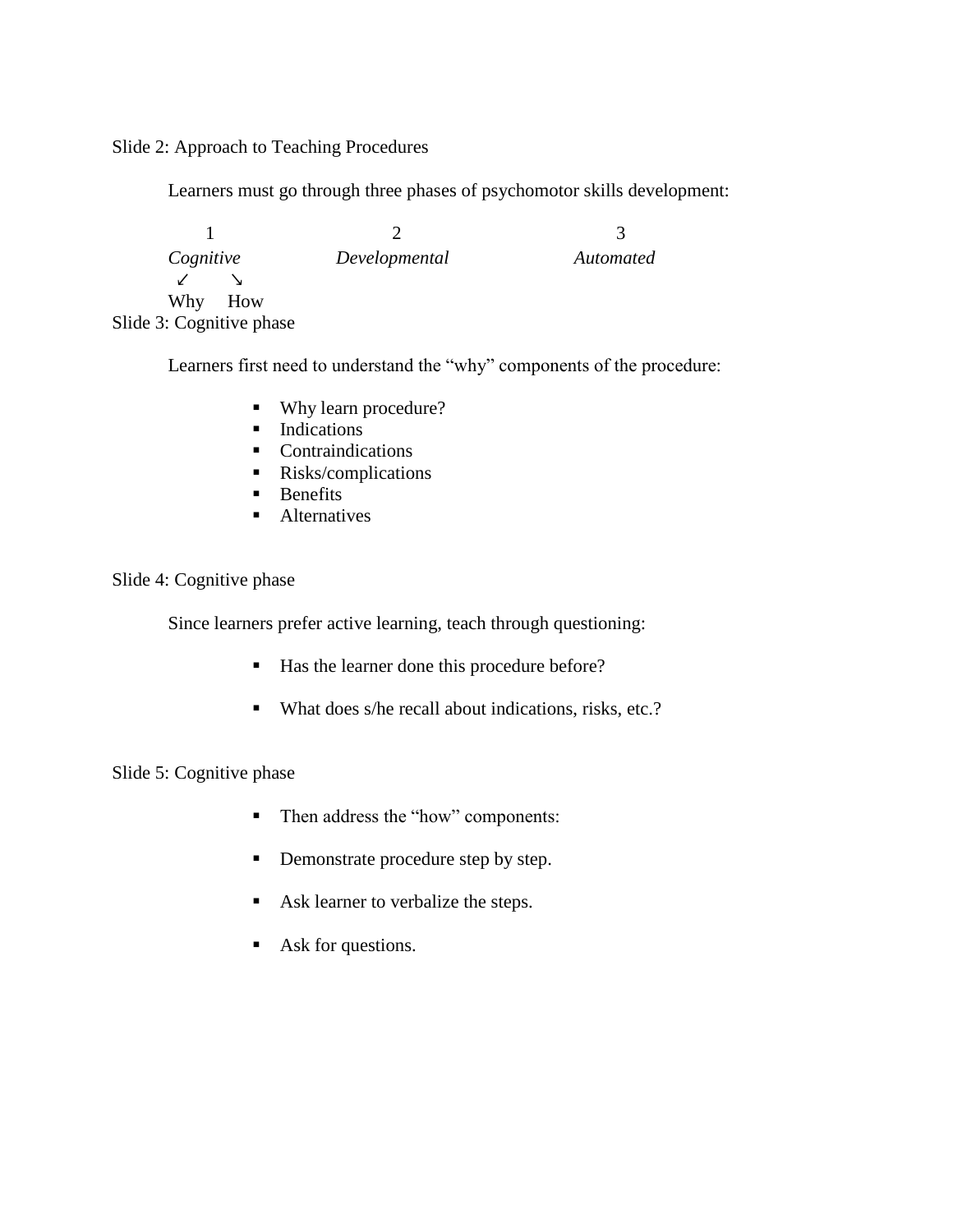Slide 2: Approach to Teaching Procedures

Learners must go through three phases of psychomotor skills development:

| 1 | 2 | 3 |
|---|---|---|
| *Cognitive* | *Developmental* | *Automated* |

*Cognitive* → Why, How

Slide 3: Cognitive phase

Learners first need to understand the "why" components of the procedure:

- Why learn procedure?
- Indications
- Contraindications
- Risks/complications
- Benefits
- Alternatives

Slide 4: Cognitive phase

Since learners prefer active learning, teach through questioning:

- Has the learner done this procedure before?
- What does s/he recall about indications, risks, etc.?

Slide 5: Cognitive phase

- Then address the "how" components:
- Demonstrate procedure step by step.
- Ask learner to verbalize the steps.
- Ask for questions.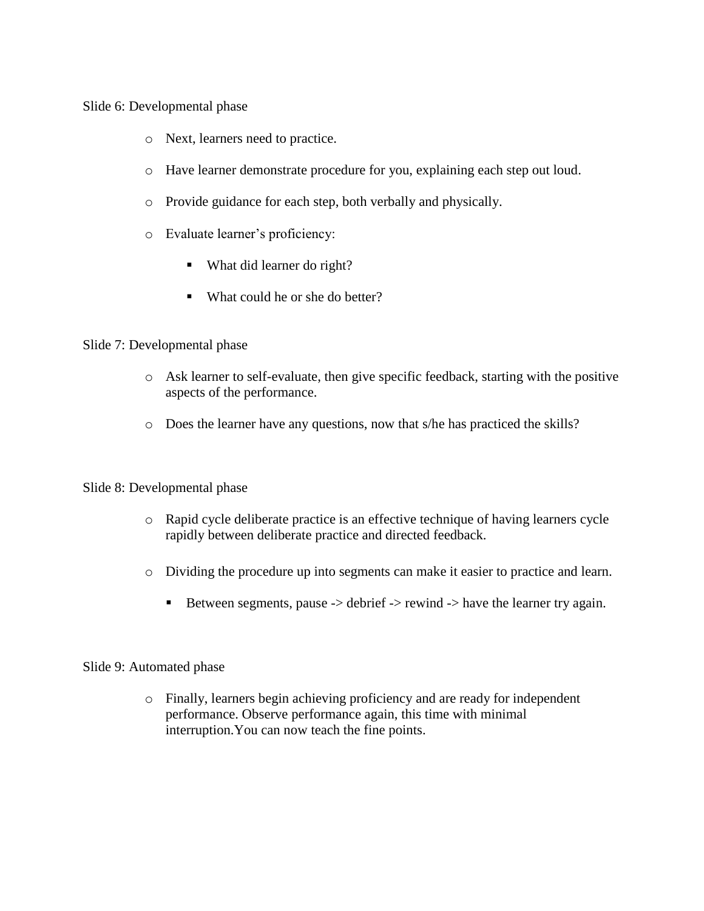Slide 6: Developmental phase

- Next, learners need to practice.
- Have learner demonstrate procedure for you, explaining each step out loud.
- Provide guidance for each step, both verbally and physically.
- Evaluate learner's proficiency:
    - What did learner do right?
    - What could he or she do better?

Slide 7: Developmental phase

- Ask learner to self-evaluate, then give specific feedback, starting with the positive aspects of the performance.
- Does the learner have any questions, now that s/he has practiced the skills?

Slide 8: Developmental phase

- Rapid cycle deliberate practice is an effective technique of having learners cycle rapidly between deliberate practice and directed feedback.
- Dividing the procedure up into segments can make it easier to practice and learn.
    - Between segments, pause -> debrief -> rewind -> have the learner try again.

Slide 9: Automated phase

- Finally, learners begin achieving proficiency and are ready for independent performance. Observe performance again, this time with minimal interruption.You can now teach the fine points.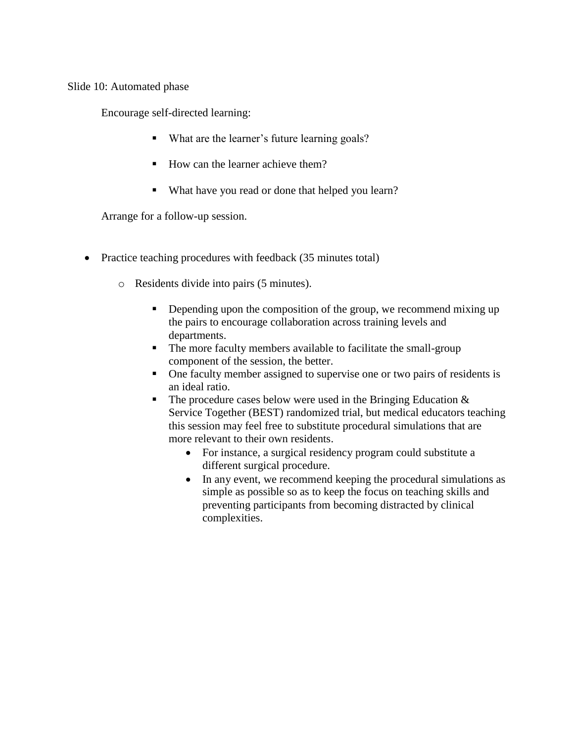Slide 10: Automated phase

Encourage self-directed learning:

- What are the learner's future learning goals?
- How can the learner achieve them?
- What have you read or done that helped you learn?

Arrange for a follow-up session.

- Practice teaching procedures with feedback (35 minutes total)
    - Residents divide into pairs (5 minutes).
        - Depending upon the composition of the group, we recommend mixing up the pairs to encourage collaboration across training levels and departments.
        - The more faculty members available to facilitate the small-group component of the session, the better.
        - One faculty member assigned to supervise one or two pairs of residents is an ideal ratio.
        - The procedure cases below were used in the Bringing Education & Service Together (BEST) randomized trial, but medical educators teaching this session may feel free to substitute procedural simulations that are more relevant to their own residents.
            - For instance, a surgical residency program could substitute a different surgical procedure.
            - In any event, we recommend keeping the procedural simulations as simple as possible so as to keep the focus on teaching skills and preventing participants from becoming distracted by clinical complexities.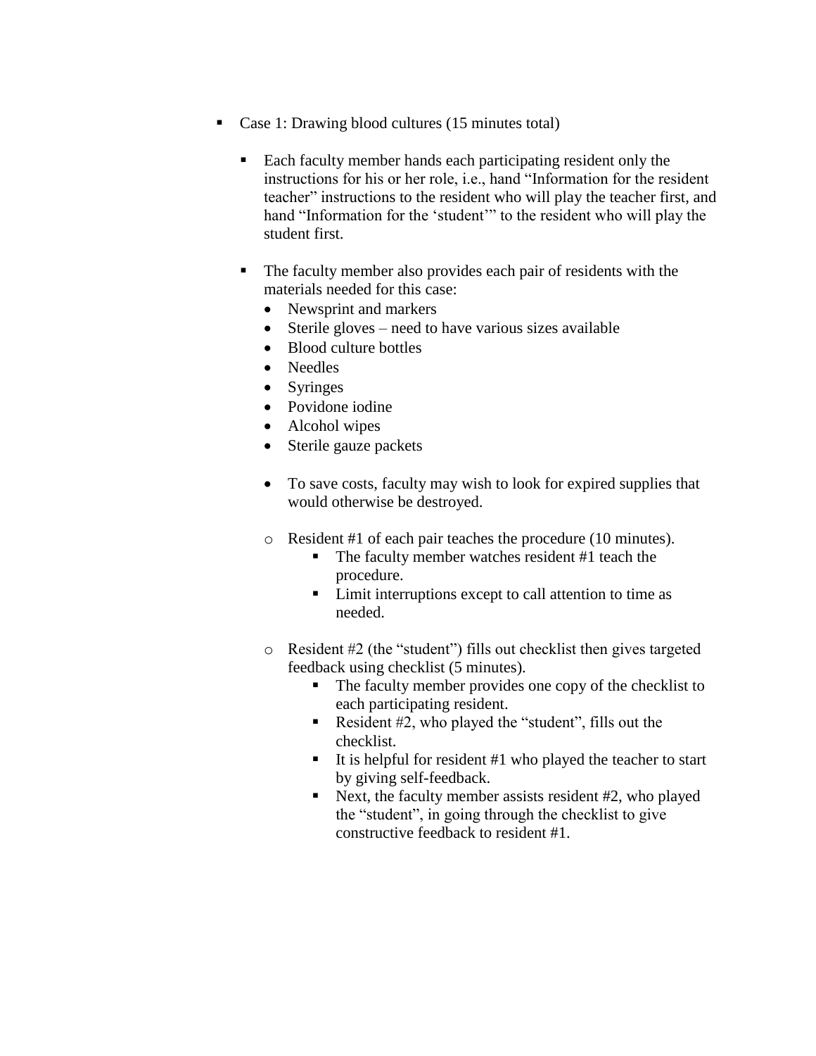- Case 1: Drawing blood cultures (15 minutes total)

  - Each faculty member hands each participating resident only the instructions for his or her role, i.e., hand "Information for the resident teacher" instructions to the resident who will play the teacher first, and hand "Information for the 'student'" to the resident who will play the student first.

  - The faculty member also provides each pair of residents with the materials needed for this case:
    - Newsprint and markers
    - Sterile gloves – need to have various sizes available
    - Blood culture bottles
    - Needles
    - Syringes
    - Povidone iodine
    - Alcohol wipes
    - Sterile gauze packets

    - To save costs, faculty may wish to look for expired supplies that would otherwise be destroyed.

    - Resident #1 of each pair teaches the procedure (10 minutes).
      - The faculty member watches resident #1 teach the procedure.
      - Limit interruptions except to call attention to time as needed.

    - Resident #2 (the "student") fills out checklist then gives targeted feedback using checklist (5 minutes).
      - The faculty member provides one copy of the checklist to each participating resident.
      - Resident #2, who played the "student", fills out the checklist.
      - It is helpful for resident #1 who played the teacher to start by giving self-feedback.
      - Next, the faculty member assists resident #2, who played the "student", in going through the checklist to give constructive feedback to resident #1.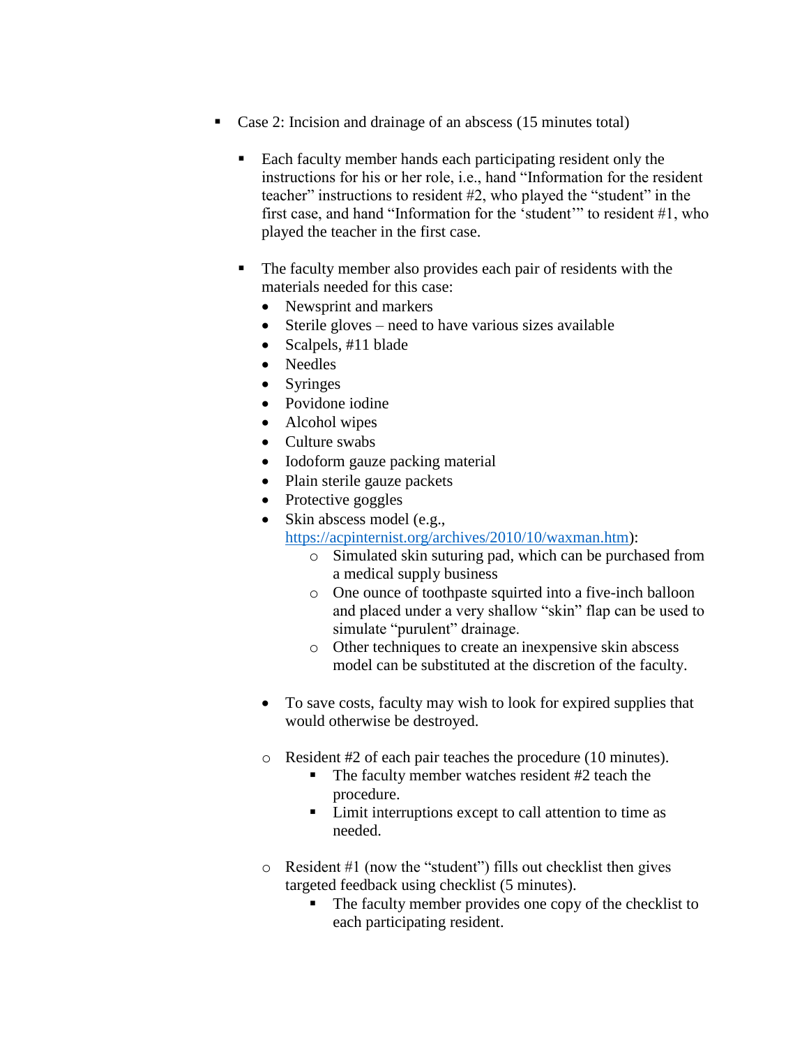- Case 2: Incision and drainage of an abscess (15 minutes total)

  - Each faculty member hands each participating resident only the instructions for his or her role, i.e., hand "Information for the resident teacher" instructions to resident #2, who played the "student" in the first case, and hand "Information for the 'student'" to resident #1, who played the teacher in the first case.

  - The faculty member also provides each pair of residents with the materials needed for this case:
    - Newsprint and markers
    - Sterile gloves – need to have various sizes available
    - Scalpels, #11 blade
    - Needles
    - Syringes
    - Povidone iodine
    - Alcohol wipes
    - Culture swabs
    - Iodoform gauze packing material
    - Plain sterile gauze packets
    - Protective goggles
    - Skin abscess model (e.g., [https://acpinternist.org/archives/2010/10/waxman.htm](https://acpinternist.org/archives/2010/10/waxman.htm)):
      - Simulated skin suturing pad, which can be purchased from a medical supply business
      - One ounce of toothpaste squirted into a five-inch balloon and placed under a very shallow "skin" flap can be used to simulate "purulent" drainage.
      - Other techniques to create an inexpensive skin abscess model can be substituted at the discretion of the faculty.

    - To save costs, faculty may wish to look for expired supplies that would otherwise be destroyed.

    - Resident #2 of each pair teaches the procedure (10 minutes).
      - The faculty member watches resident #2 teach the procedure.
      - Limit interruptions except to call attention to time as needed.

    - Resident #1 (now the "student") fills out checklist then gives targeted feedback using checklist (5 minutes).
      - The faculty member provides one copy of the checklist to each participating resident.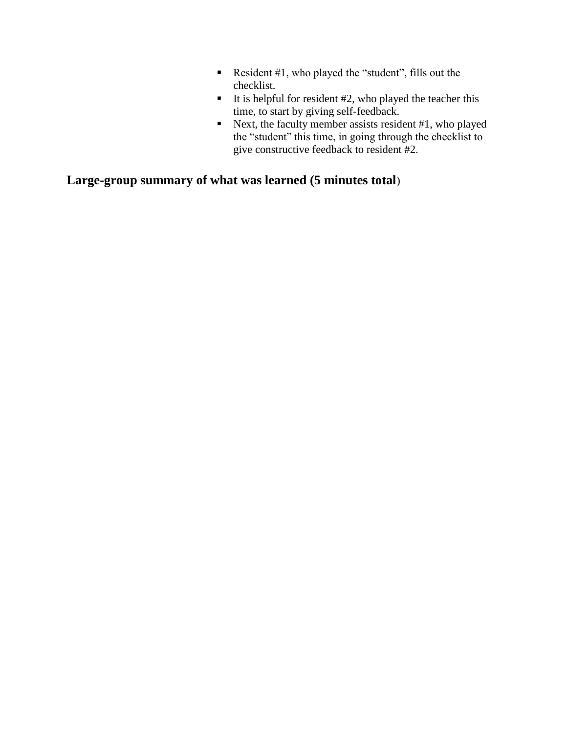- Resident #1, who played the "student", fills out the checklist.
- It is helpful for resident #2, who played the teacher this time, to start by giving self-feedback.
- Next, the faculty member assists resident #1, who played the "student" this time, in going through the checklist to give constructive feedback to resident #2.

**Large-group summary of what was learned (5 minutes total**)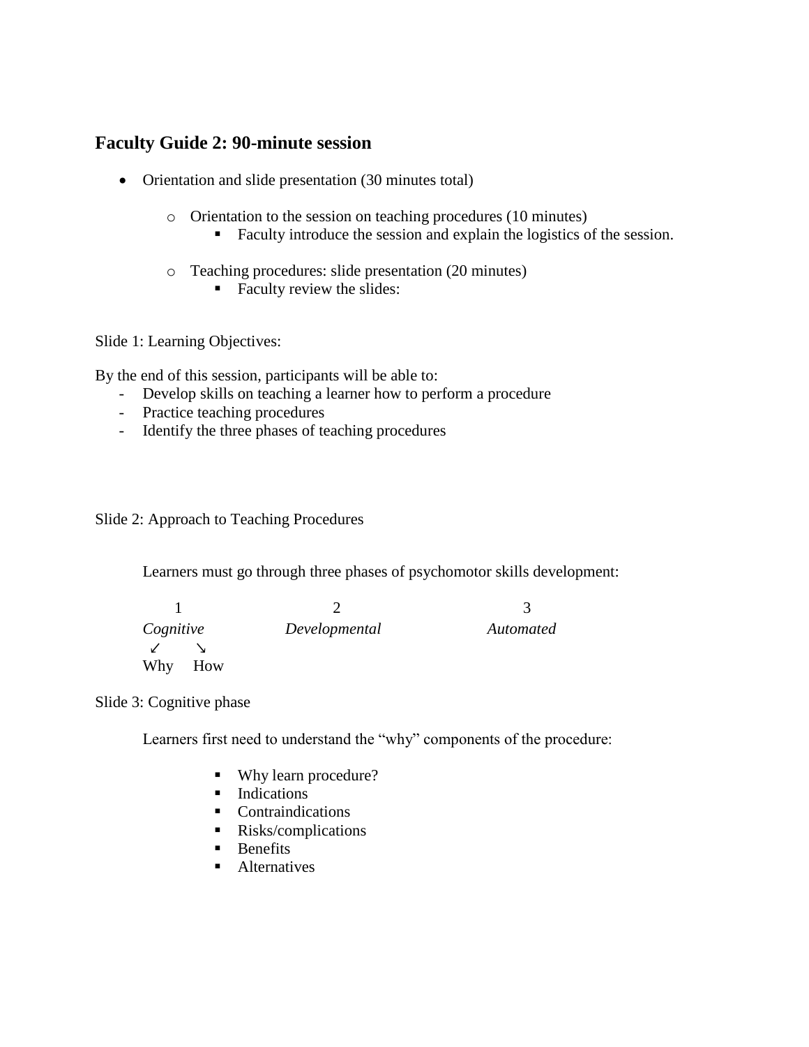## Faculty Guide 2: 90-minute session

- Orientation and slide presentation (30 minutes total)
    - Orientation to the session on teaching procedures (10 minutes)
        - Faculty introduce the session and explain the logistics of the session.
    - Teaching procedures: slide presentation (20 minutes)
        - Faculty review the slides:

Slide 1: Learning Objectives:

By the end of this session, participants will be able to:
- Develop skills on teaching a learner how to perform a procedure
- Practice teaching procedures
- Identify the three phases of teaching procedures

Slide 2: Approach to Teaching Procedures

Learners must go through three phases of psychomotor skills development:

| 1 | 2 | 3 |
|---|---|---|
| *Cognitive* | *Developmental* | *Automated* |
| ↙ ↘ | | |
| Why How | | |

Slide 3: Cognitive phase

Learners first need to understand the "why" components of the procedure:

- Why learn procedure?
- Indications
- Contraindications
- Risks/complications
- Benefits
- Alternatives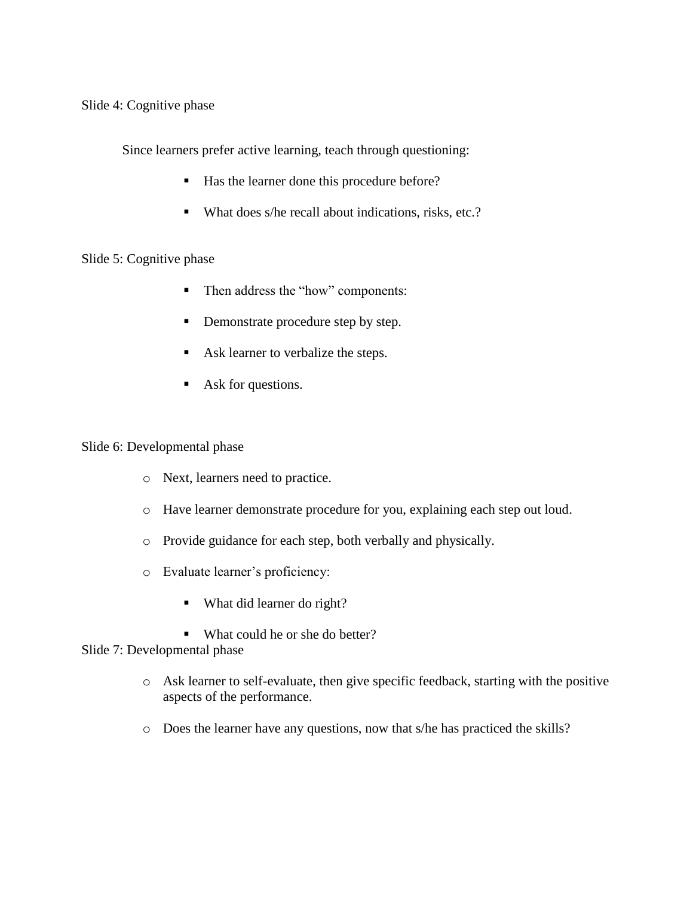Slide 4: Cognitive phase

Since learners prefer active learning, teach through questioning:

- Has the learner done this procedure before?
- What does s/he recall about indications, risks, etc.?

Slide 5: Cognitive phase

- Then address the "how" components:
- Demonstrate procedure step by step.
- Ask learner to verbalize the steps.
- Ask for questions.

Slide 6: Developmental phase

- Next, learners need to practice.
- Have learner demonstrate procedure for you, explaining each step out loud.
- Provide guidance for each step, both verbally and physically.
- Evaluate learner's proficiency:
  - What did learner do right?
  - What could he or she do better?

Slide 7: Developmental phase

- Ask learner to self-evaluate, then give specific feedback, starting with the positive aspects of the performance.
- Does the learner have any questions, now that s/he has practiced the skills?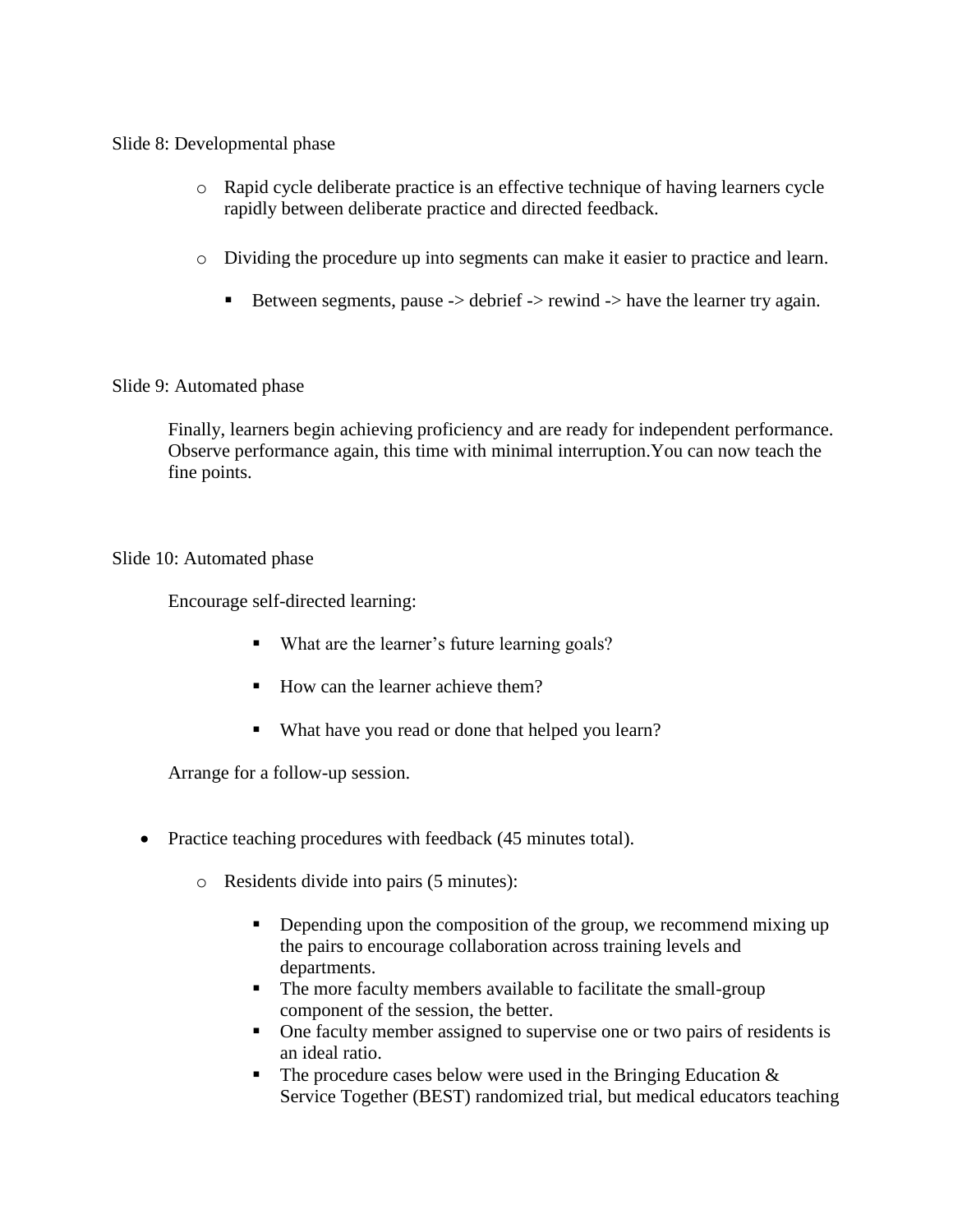Slide 8: Developmental phase

  - Rapid cycle deliberate practice is an effective technique of having learners cycle rapidly between deliberate practice and directed feedback.
  - Dividing the procedure up into segments can make it easier to practice and learn.
    - Between segments, pause -> debrief -> rewind -> have the learner try again.

Slide 9: Automated phase

Finally, learners begin achieving proficiency and are ready for independent performance. Observe performance again, this time with minimal interruption.You can now teach the fine points.

Slide 10: Automated phase

Encourage self-directed learning:

- What are the learner's future learning goals?
- How can the learner achieve them?
- What have you read or done that helped you learn?

Arrange for a follow-up session.

- Practice teaching procedures with feedback (45 minutes total).
  - Residents divide into pairs (5 minutes):
    - Depending upon the composition of the group, we recommend mixing up the pairs to encourage collaboration across training levels and departments.
    - The more faculty members available to facilitate the small-group component of the session, the better.
    - One faculty member assigned to supervise one or two pairs of residents is an ideal ratio.
    - The procedure cases below were used in the Bringing Education & Service Together (BEST) randomized trial, but medical educators teaching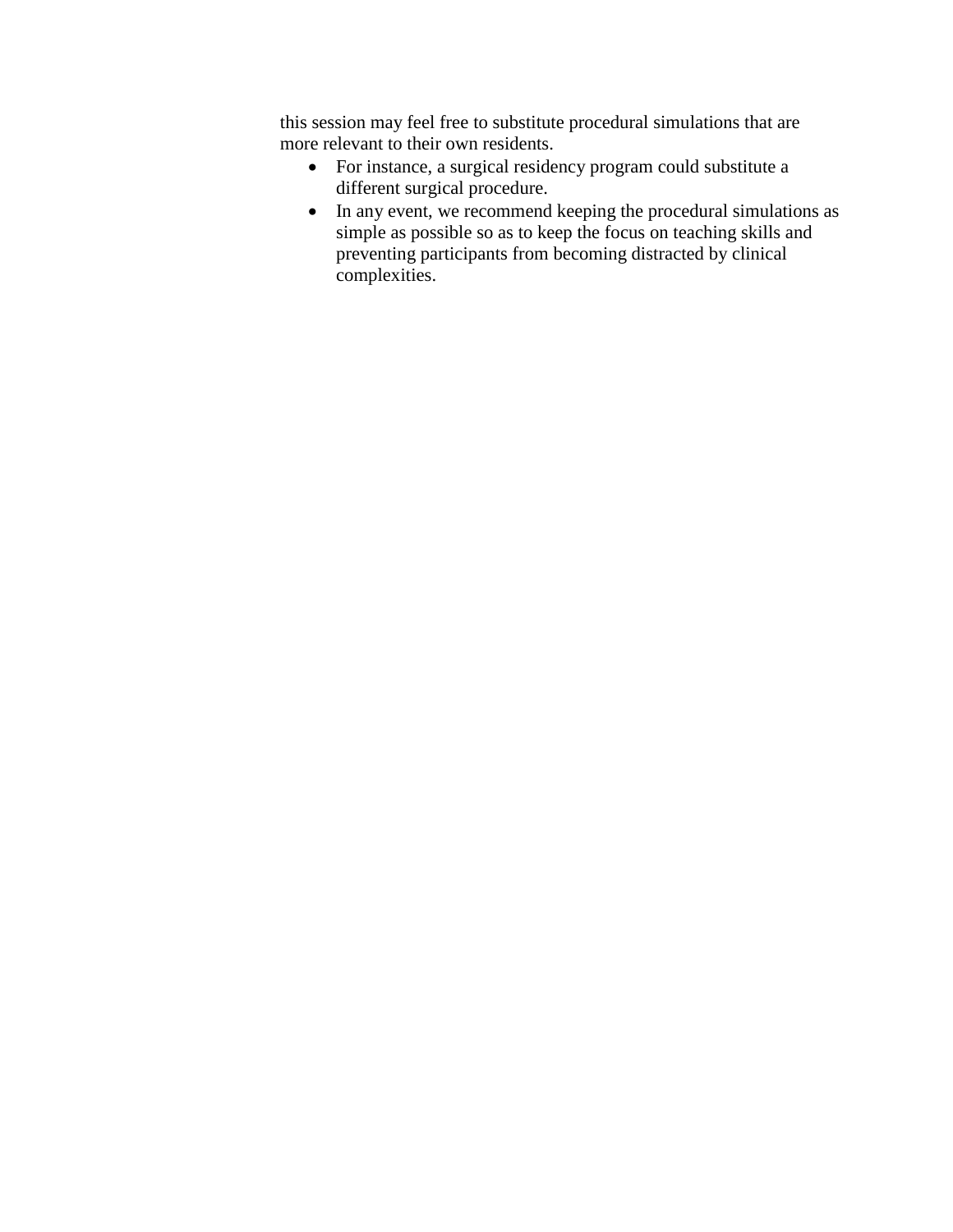this session may feel free to substitute procedural simulations that are more relevant to their own residents.

- For instance, a surgical residency program could substitute a different surgical procedure.
- In any event, we recommend keeping the procedural simulations as simple as possible so as to keep the focus on teaching skills and preventing participants from becoming distracted by clinical complexities.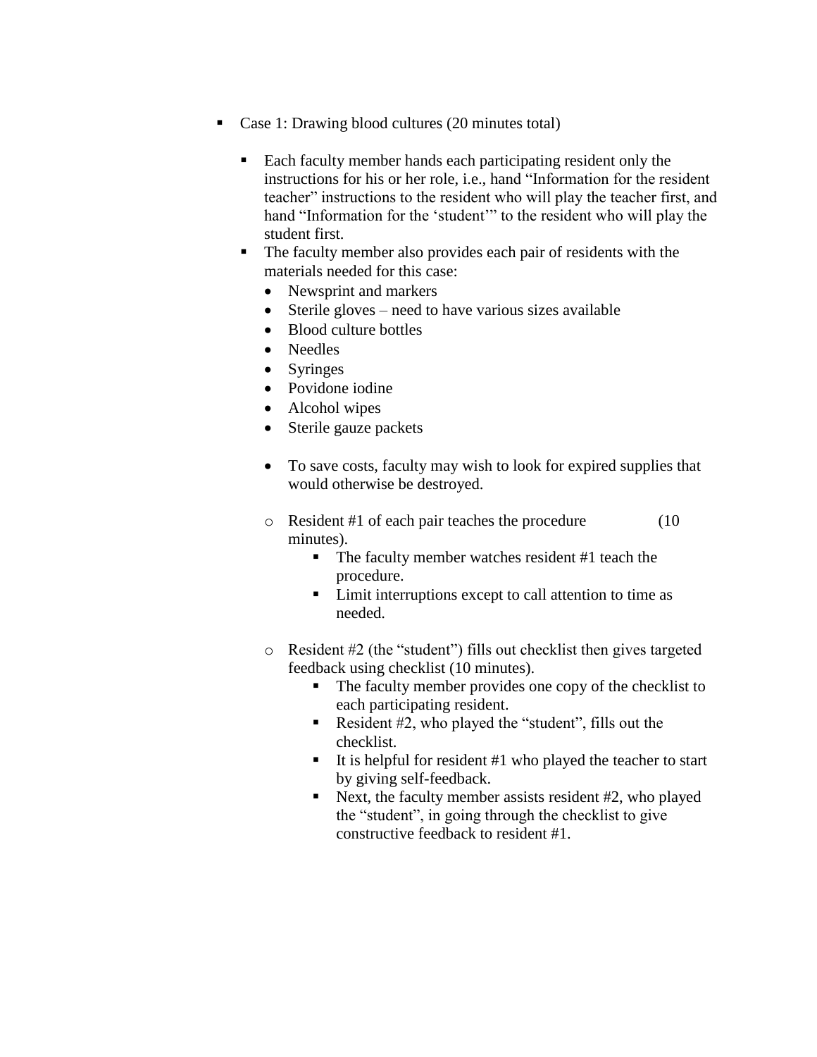- Case 1: Drawing blood cultures (20 minutes total)

  - Each faculty member hands each participating resident only the instructions for his or her role, i.e., hand "Information for the resident teacher" instructions to the resident who will play the teacher first, and hand "Information for the 'student'" to the resident who will play the student first.
  - The faculty member also provides each pair of residents with the materials needed for this case:
    - Newsprint and markers
    - Sterile gloves – need to have various sizes available
    - Blood culture bottles
    - Needles
    - Syringes
    - Povidone iodine
    - Alcohol wipes
    - Sterile gauze packets

    - To save costs, faculty may wish to look for expired supplies that would otherwise be destroyed.

    - Resident #1 of each pair teaches the procedure (10 minutes).
      - The faculty member watches resident #1 teach the procedure.
      - Limit interruptions except to call attention to time as needed.

    - Resident #2 (the "student") fills out checklist then gives targeted feedback using checklist (10 minutes).
      - The faculty member provides one copy of the checklist to each participating resident.
      - Resident #2, who played the "student", fills out the checklist.
      - It is helpful for resident #1 who played the teacher to start by giving self-feedback.
      - Next, the faculty member assists resident #2, who played the "student", in going through the checklist to give constructive feedback to resident #1.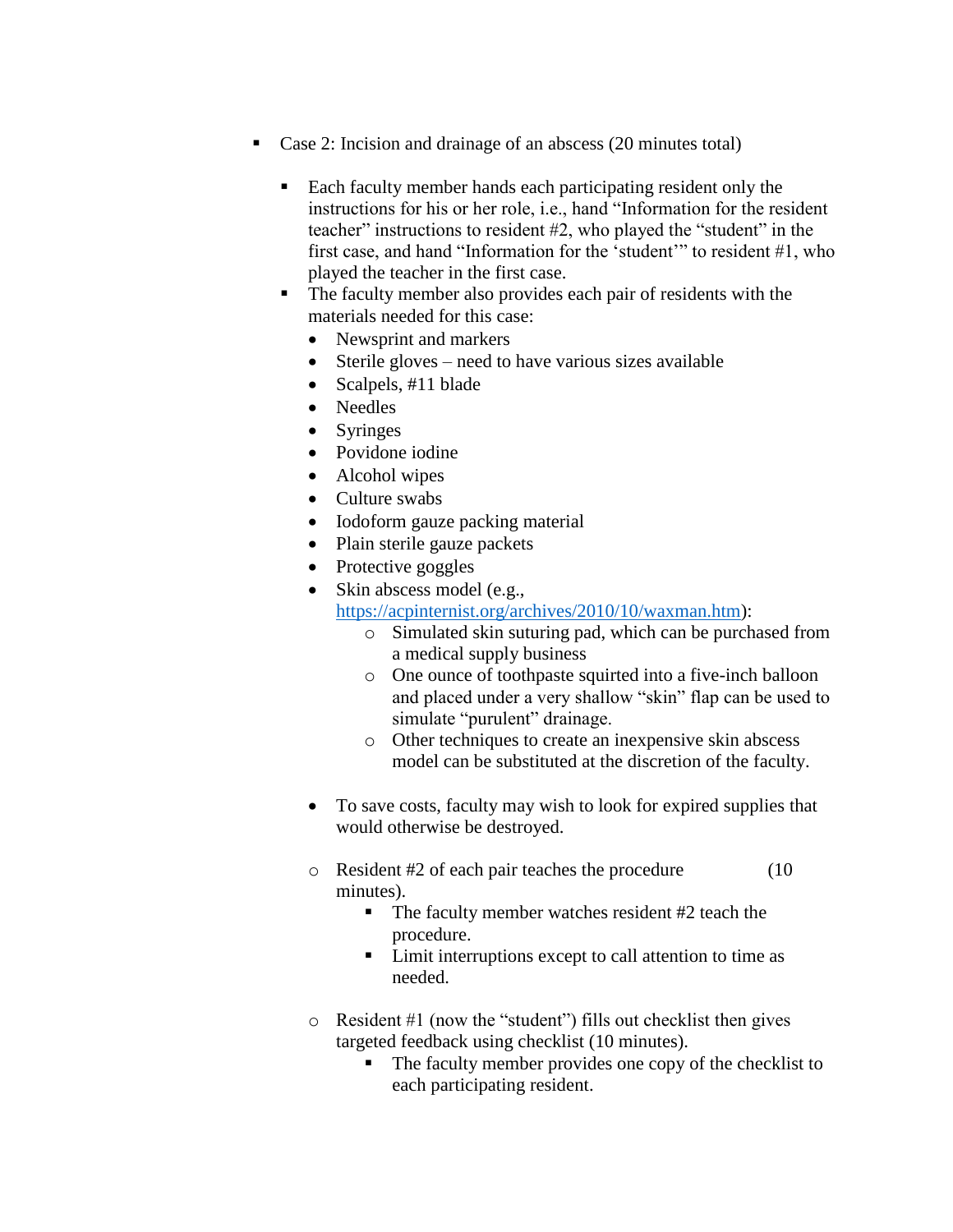- Case 2: Incision and drainage of an abscess (20 minutes total)

  - Each faculty member hands each participating resident only the instructions for his or her role, i.e., hand "Information for the resident teacher" instructions to resident #2, who played the "student" in the first case, and hand "Information for the 'student'" to resident #1, who played the teacher in the first case.
  - The faculty member also provides each pair of residents with the materials needed for this case:
    - Newsprint and markers
    - Sterile gloves – need to have various sizes available
    - Scalpels, #11 blade
    - Needles
    - Syringes
    - Povidone iodine
    - Alcohol wipes
    - Culture swabs
    - Iodoform gauze packing material
    - Plain sterile gauze packets
    - Protective goggles
    - Skin abscess model (e.g., https://acpinternist.org/archives/2010/10/waxman.htm):
      - Simulated skin suturing pad, which can be purchased from a medical supply business
      - One ounce of toothpaste squirted into a five-inch balloon and placed under a very shallow "skin" flap can be used to simulate "purulent" drainage.
      - Other techniques to create an inexpensive skin abscess model can be substituted at the discretion of the faculty.

    - To save costs, faculty may wish to look for expired supplies that would otherwise be destroyed.

    - Resident #2 of each pair teaches the procedure (10 minutes).
      - The faculty member watches resident #2 teach the procedure.
      - Limit interruptions except to call attention to time as needed.

    - Resident #1 (now the "student") fills out checklist then gives targeted feedback using checklist (10 minutes).
      - The faculty member provides one copy of the checklist to each participating resident.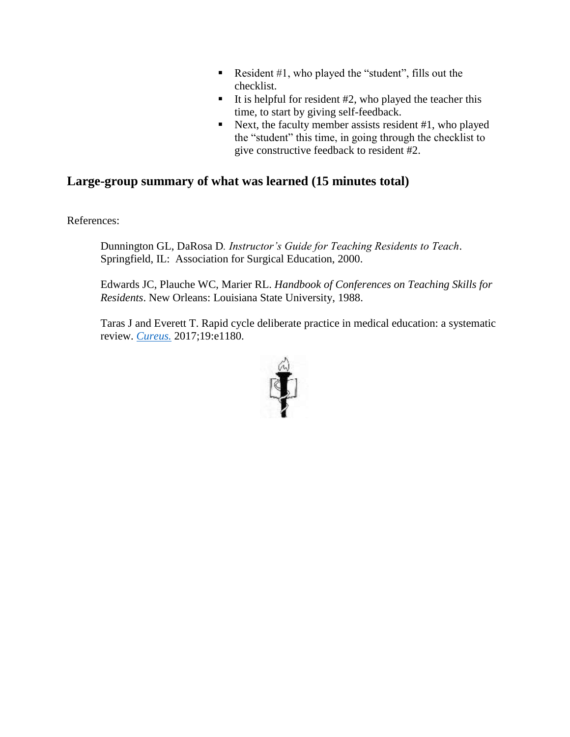- Resident #1, who played the "student", fills out the checklist.
- It is helpful for resident #2, who played the teacher this time, to start by giving self-feedback.
- Next, the faculty member assists resident #1, who played the "student" this time, in going through the checklist to give constructive feedback to resident #2.

## Large-group summary of what was learned (15 minutes total)

References:

Dunnington GL, DaRosa D. *Instructor's Guide for Teaching Residents to Teach*. Springfield, IL: Association for Surgical Education, 2000.

Edwards JC, Plauche WC, Marier RL. *Handbook of Conferences on Teaching Skills for Residents*. New Orleans: Louisiana State University, 1988.

Taras J and Everett T. Rapid cycle deliberate practice in medical education: a systematic review. *Cureus.* 2017;19:e1180.